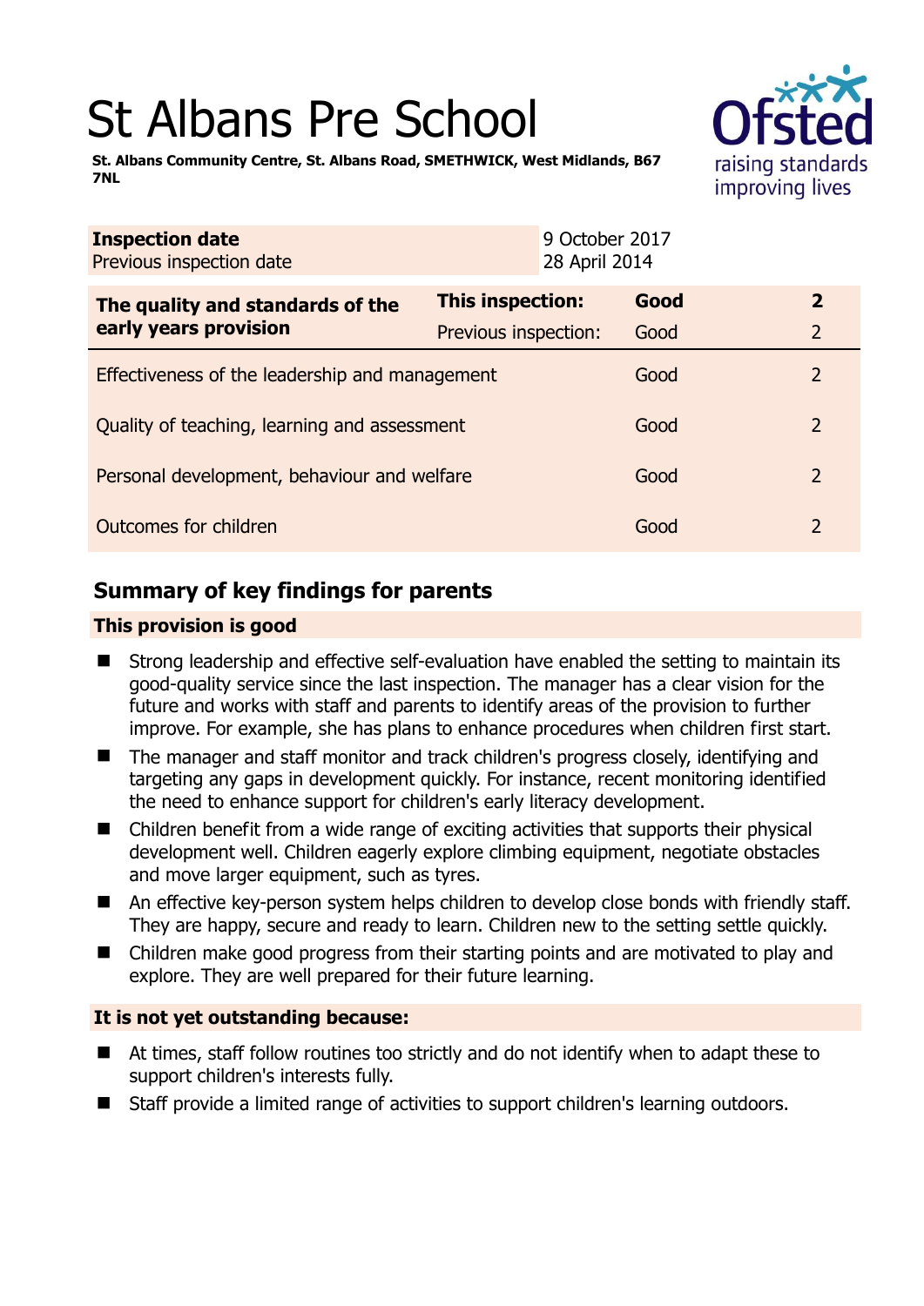# St Albans Pre School

**St. Albans Community Centre, St. Albans Road, SMETHWICK, West Midlands, B67 7NL**

| **Inspection date** | 9 October 2017 |
| --- | --- |
| Previous inspection date | 28 April 2014 |

| **The quality and standards of the early years provision** | **This inspection:** | **Good** | **2** |
| --- | --- | --- | --- |
| | Previous inspection: | Good | 2 |
| Effectiveness of the leadership and management | | Good | 2 |
| Quality of teaching, learning and assessment | | Good | 2 |
| Personal development, behaviour and welfare | | Good | 2 |
| Outcomes for children | | Good | 2 |

## Summary of key findings for parents

### This provision is good

- Strong leadership and effective self-evaluation have enabled the setting to maintain its good-quality service since the last inspection. The manager has a clear vision for the future and works with staff and parents to identify areas of the provision to further improve. For example, she has plans to enhance procedures when children first start.
- The manager and staff monitor and track children's progress closely, identifying and targeting any gaps in development quickly. For instance, recent monitoring identified the need to enhance support for children's early literacy development.
- Children benefit from a wide range of exciting activities that supports their physical development well. Children eagerly explore climbing equipment, negotiate obstacles and move larger equipment, such as tyres.
- An effective key-person system helps children to develop close bonds with friendly staff. They are happy, secure and ready to learn. Children new to the setting settle quickly.
- Children make good progress from their starting points and are motivated to play and explore. They are well prepared for their future learning.

### It is not yet outstanding because:

- At times, staff follow routines too strictly and do not identify when to adapt these to support children's interests fully.
- Staff provide a limited range of activities to support children's learning outdoors.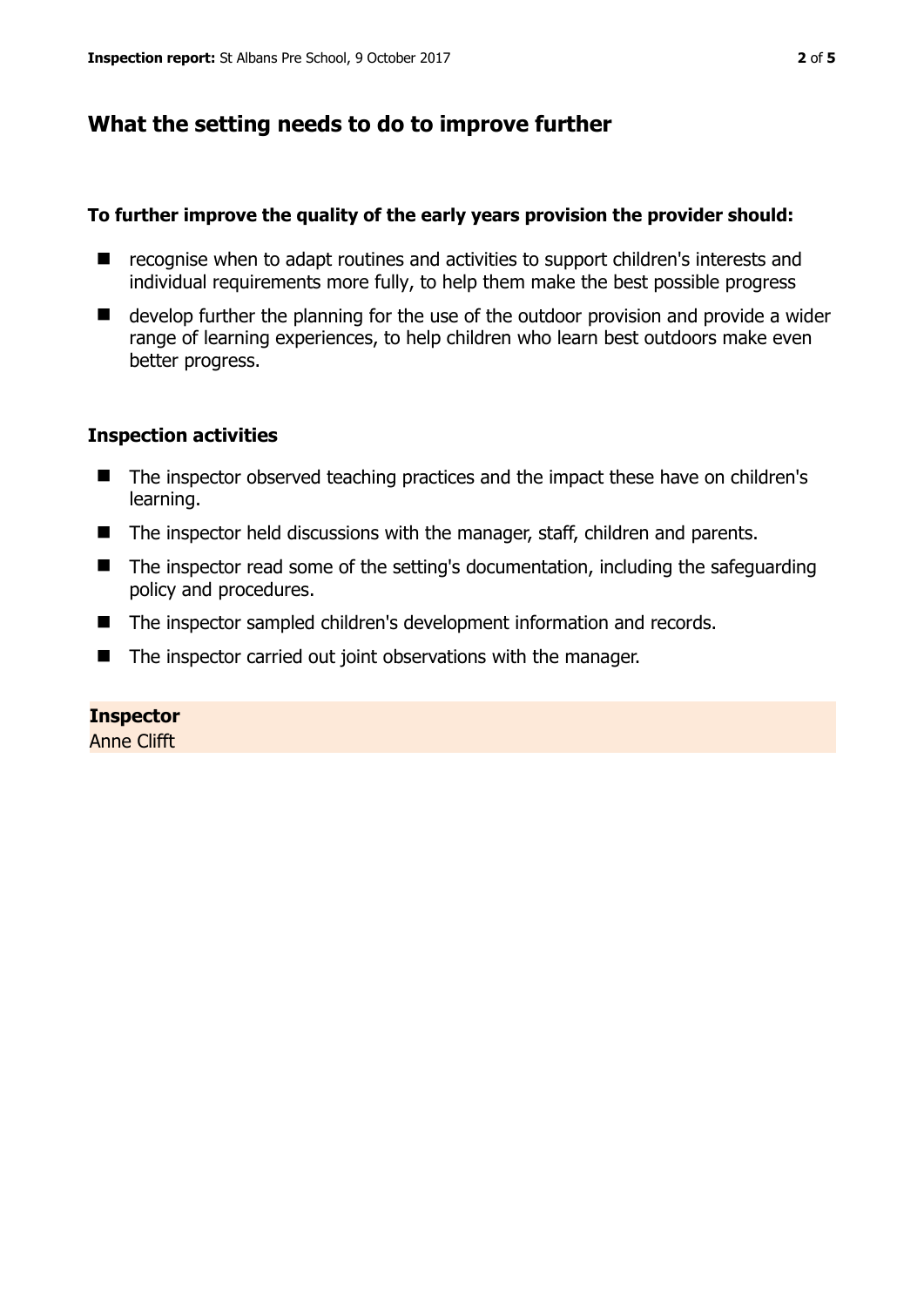## What the setting needs to do to improve further

**To further improve the quality of the early years provision the provider should:**

- recognise when to adapt routines and activities to support children's interests and individual requirements more fully, to help them make the best possible progress
- develop further the planning for the use of the outdoor provision and provide a wider range of learning experiences, to help children who learn best outdoors make even better progress.

### Inspection activities

- The inspector observed teaching practices and the impact these have on children's learning.
- The inspector held discussions with the manager, staff, children and parents.
- The inspector read some of the setting's documentation, including the safeguarding policy and procedures.
- The inspector sampled children's development information and records.
- The inspector carried out joint observations with the manager.

**Inspector**
Anne Clifft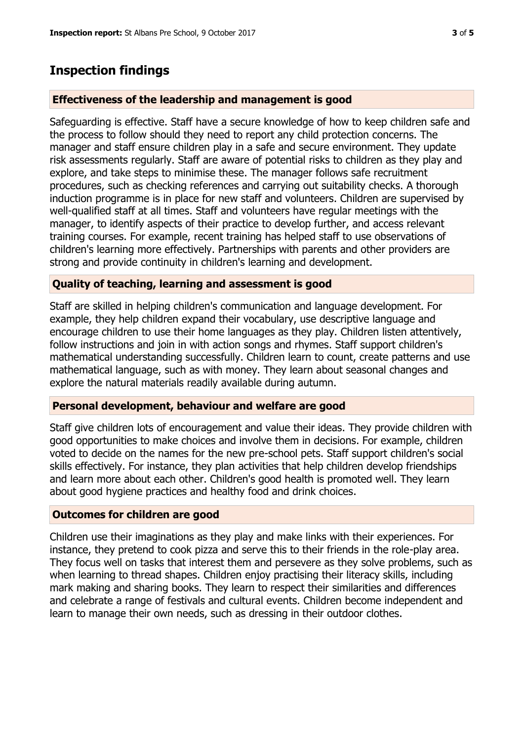## Inspection findings

### Effectiveness of the leadership and management is good

Safeguarding is effective. Staff have a secure knowledge of how to keep children safe and the process to follow should they need to report any child protection concerns. The manager and staff ensure children play in a safe and secure environment. They update risk assessments regularly. Staff are aware of potential risks to children as they play and explore, and take steps to minimise these. The manager follows safe recruitment procedures, such as checking references and carrying out suitability checks. A thorough induction programme is in place for new staff and volunteers. Children are supervised by well-qualified staff at all times. Staff and volunteers have regular meetings with the manager, to identify aspects of their practice to develop further, and access relevant training courses. For example, recent training has helped staff to use observations of children's learning more effectively. Partnerships with parents and other providers are strong and provide continuity in children's learning and development.

### Quality of teaching, learning and assessment is good

Staff are skilled in helping children's communication and language development. For example, they help children expand their vocabulary, use descriptive language and encourage children to use their home languages as they play. Children listen attentively, follow instructions and join in with action songs and rhymes. Staff support children's mathematical understanding successfully. Children learn to count, create patterns and use mathematical language, such as with money. They learn about seasonal changes and explore the natural materials readily available during autumn.

### Personal development, behaviour and welfare are good

Staff give children lots of encouragement and value their ideas. They provide children with good opportunities to make choices and involve them in decisions. For example, children voted to decide on the names for the new pre-school pets. Staff support children's social skills effectively. For instance, they plan activities that help children develop friendships and learn more about each other. Children's good health is promoted well. They learn about good hygiene practices and healthy food and drink choices.

### Outcomes for children are good

Children use their imaginations as they play and make links with their experiences. For instance, they pretend to cook pizza and serve this to their friends in the role-play area. They focus well on tasks that interest them and persevere as they solve problems, such as when learning to thread shapes. Children enjoy practising their literacy skills, including mark making and sharing books. They learn to respect their similarities and differences and celebrate a range of festivals and cultural events. Children become independent and learn to manage their own needs, such as dressing in their outdoor clothes.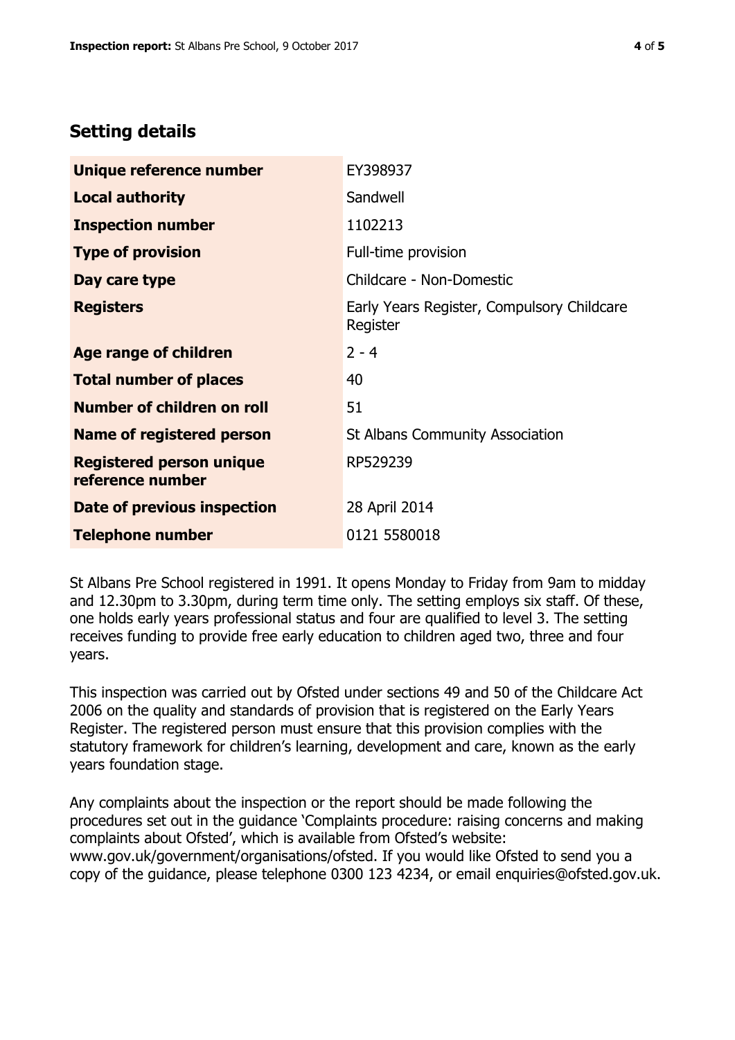## Setting details

| | |
|---|---|
| **Unique reference number** | EY398937 |
| **Local authority** | Sandwell |
| **Inspection number** | 1102213 |
| **Type of provision** | Full-time provision |
| **Day care type** | Childcare - Non-Domestic |
| **Registers** | Early Years Register, Compulsory Childcare Register |
| **Age range of children** | 2 - 4 |
| **Total number of places** | 40 |
| **Number of children on roll** | 51 |
| **Name of registered person** | St Albans Community Association |
| **Registered person unique reference number** | RP529239 |
| **Date of previous inspection** | 28 April 2014 |
| **Telephone number** | 0121 5580018 |

St Albans Pre School registered in 1991. It opens Monday to Friday from 9am to midday and 12.30pm to 3.30pm, during term time only. The setting employs six staff. Of these, one holds early years professional status and four are qualified to level 3. The setting receives funding to provide free early education to children aged two, three and four years.

This inspection was carried out by Ofsted under sections 49 and 50 of the Childcare Act 2006 on the quality and standards of provision that is registered on the Early Years Register. The registered person must ensure that this provision complies with the statutory framework for children's learning, development and care, known as the early years foundation stage.

Any complaints about the inspection or the report should be made following the procedures set out in the guidance 'Complaints procedure: raising concerns and making complaints about Ofsted', which is available from Ofsted's website: www.gov.uk/government/organisations/ofsted. If you would like Ofsted to send you a copy of the guidance, please telephone 0300 123 4234, or email enquiries@ofsted.gov.uk.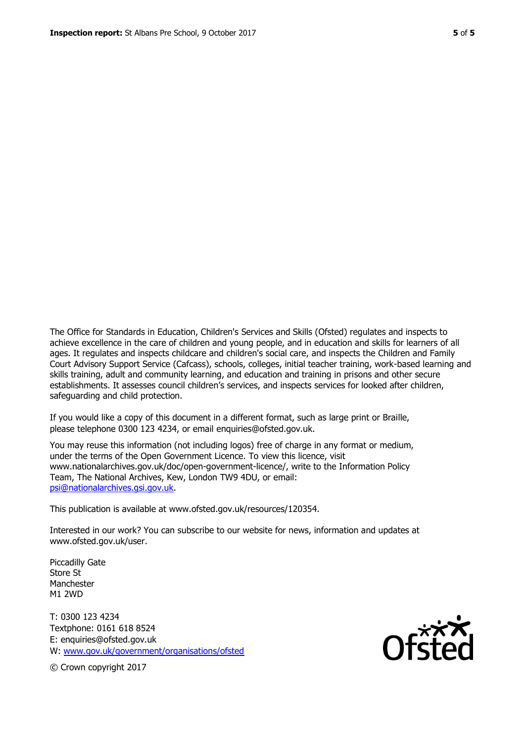The Office for Standards in Education, Children's Services and Skills (Ofsted) regulates and inspects to achieve excellence in the care of children and young people, and in education and skills for learners of all ages. It regulates and inspects childcare and children's social care, and inspects the Children and Family Court Advisory Support Service (Cafcass), schools, colleges, initial teacher training, work-based learning and skills training, adult and community learning, and education and training in prisons and other secure establishments. It assesses council children's services, and inspects services for looked after children, safeguarding and child protection.

If you would like a copy of this document in a different format, such as large print or Braille, please telephone 0300 123 4234, or email enquiries@ofsted.gov.uk.

You may reuse this information (not including logos) free of charge in any format or medium, under the terms of the Open Government Licence. To view this licence, visit www.nationalarchives.gov.uk/doc/open-government-licence/, write to the Information Policy Team, The National Archives, Kew, London TW9 4DU, or email: psi@nationalarchives.gsi.gov.uk.

This publication is available at www.ofsted.gov.uk/resources/120354.

Interested in our work? You can subscribe to our website for news, information and updates at www.ofsted.gov.uk/user.

Piccadilly Gate
Store St
Manchester
M1 2WD

T: 0300 123 4234
Textphone: 0161 618 8524
E: enquiries@ofsted.gov.uk
W: www.gov.uk/government/organisations/ofsted

© Crown copyright 2017